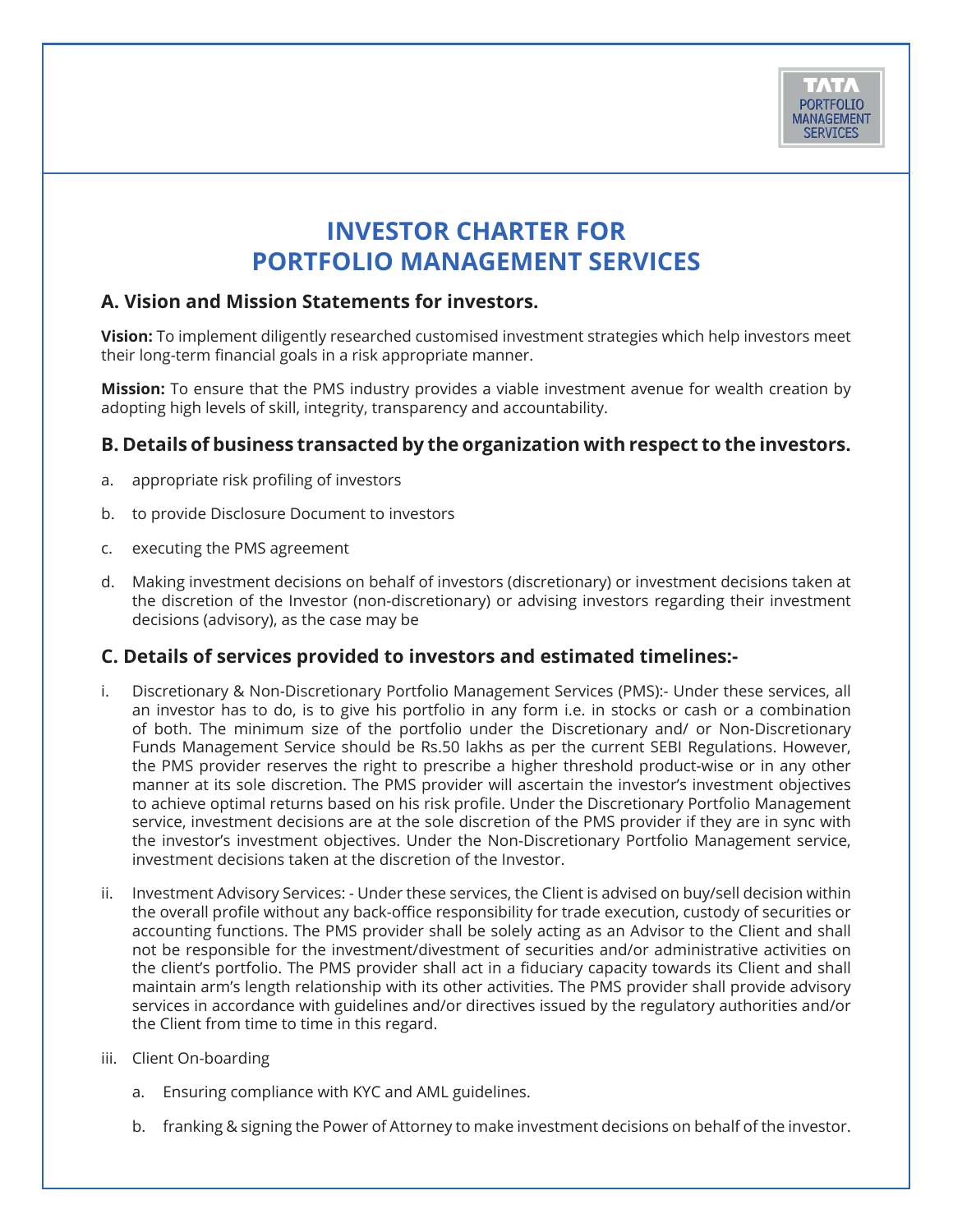# INVESTOR CHARTER FOR PORTFOLIO MANAGEMENT SERVICES

## A. Vision and Mission Statements for investors.

**Vision:** To implement diligently researched customised investment strategies which help investors meet their long-term financial goals in a risk appropriate manner.

**Mission:** To ensure that the PMS industry provides a viable investment avenue for wealth creation by adopting high levels of skill, integrity, transparency and accountability.

## B. Details of business transacted by the organization with respect to the investors.

a. appropriate risk profiling of investors

b. to provide Disclosure Document to investors

c. executing the PMS agreement

d. Making investment decisions on behalf of investors (discretionary) or investment decisions taken at the discretion of the Investor (non-discretionary) or advising investors regarding their investment decisions (advisory), as the case may be

## C. Details of services provided to investors and estimated timelines:-

i. Discretionary & Non-Discretionary Portfolio Management Services (PMS):- Under these services, all an investor has to do, is to give his portfolio in any form i.e. in stocks or cash or a combination of both. The minimum size of the portfolio under the Discretionary and/ or Non-Discretionary Funds Management Service should be Rs.50 lakhs as per the current SEBI Regulations. However, the PMS provider reserves the right to prescribe a higher threshold product-wise or in any other manner at its sole discretion. The PMS provider will ascertain the investor's investment objectives to achieve optimal returns based on his risk profile. Under the Discretionary Portfolio Management service, investment decisions are at the sole discretion of the PMS provider if they are in sync with the investor's investment objectives. Under the Non-Discretionary Portfolio Management service, investment decisions taken at the discretion of the Investor.

ii. Investment Advisory Services: - Under these services, the Client is advised on buy/sell decision within the overall profile without any back-office responsibility for trade execution, custody of securities or accounting functions. The PMS provider shall be solely acting as an Advisor to the Client and shall not be responsible for the investment/divestment of securities and/or administrative activities on the client's portfolio. The PMS provider shall act in a fiduciary capacity towards its Client and shall maintain arm's length relationship with its other activities. The PMS provider shall provide advisory services in accordance with guidelines and/or directives issued by the regulatory authorities and/or the Client from time to time in this regard.

iii. Client On-boarding

   a. Ensuring compliance with KYC and AML guidelines.

   b. franking & signing the Power of Attorney to make investment decisions on behalf of the investor.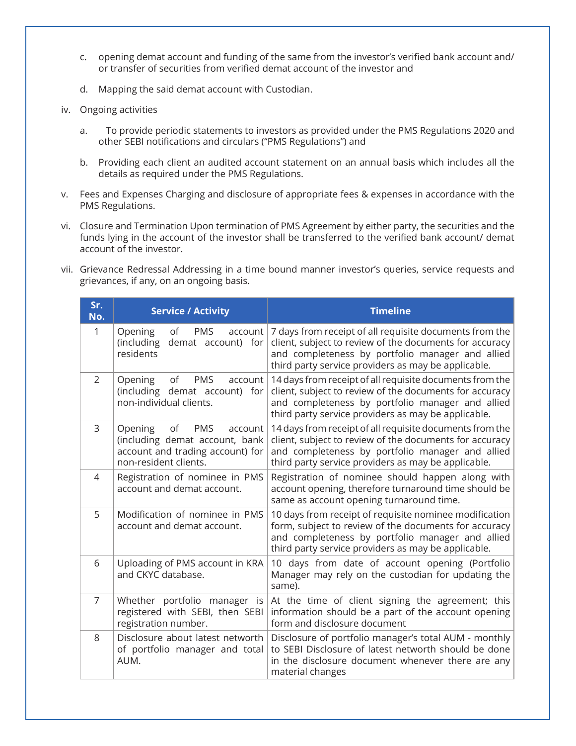c. opening demat account and funding of the same from the investor's verified bank account and/ or transfer of securities from verified demat account of the investor and

d. Mapping the said demat account with Custodian.

iv. Ongoing activities

a. To provide periodic statements to investors as provided under the PMS Regulations 2020 and other SEBI notifications and circulars ("PMS Regulations") and

b. Providing each client an audited account statement on an annual basis which includes all the details as required under the PMS Regulations.

v. Fees and Expenses Charging and disclosure of appropriate fees & expenses in accordance with the PMS Regulations.

vi. Closure and Termination Upon termination of PMS Agreement by either party, the securities and the funds lying in the account of the investor shall be transferred to the verified bank account/ demat account of the investor.

vii. Grievance Redressal Addressing in a time bound manner investor's queries, service requests and grievances, if any, on an ongoing basis.

| Sr. No. | Service / Activity | Timeline |
|---|---|---|
| 1 | Opening of PMS account (including demat account) for residents | 7 days from receipt of all requisite documents from the client, subject to review of the documents for accuracy and completeness by portfolio manager and allied third party service providers as may be applicable. |
| 2 | Opening of PMS account (including demat account) for non-individual clients. | 14 days from receipt of all requisite documents from the client, subject to review of the documents for accuracy and completeness by portfolio manager and allied third party service providers as may be applicable. |
| 3 | Opening of PMS account (including demat account, bank account and trading account) for non-resident clients. | 14 days from receipt of all requisite documents from the client, subject to review of the documents for accuracy and completeness by portfolio manager and allied third party service providers as may be applicable. |
| 4 | Registration of nominee in PMS account and demat account. | Registration of nominee should happen along with account opening, therefore turnaround time should be same as account opening turnaround time. |
| 5 | Modification of nominee in PMS account and demat account. | 10 days from receipt of requisite nominee modification form, subject to review of the documents for accuracy and completeness by portfolio manager and allied third party service providers as may be applicable. |
| 6 | Uploading of PMS account in KRA and CKYC database. | 10 days from date of account opening (Portfolio Manager may rely on the custodian for updating the same). |
| 7 | Whether portfolio manager is registered with SEBI, then SEBI registration number. | At the time of client signing the agreement; this information should be a part of the account opening form and disclosure document |
| 8 | Disclosure about latest networth of portfolio manager and total AUM. | Disclosure of portfolio manager's total AUM - monthly to SEBI Disclosure of latest networth should be done in the disclosure document whenever there are any material changes |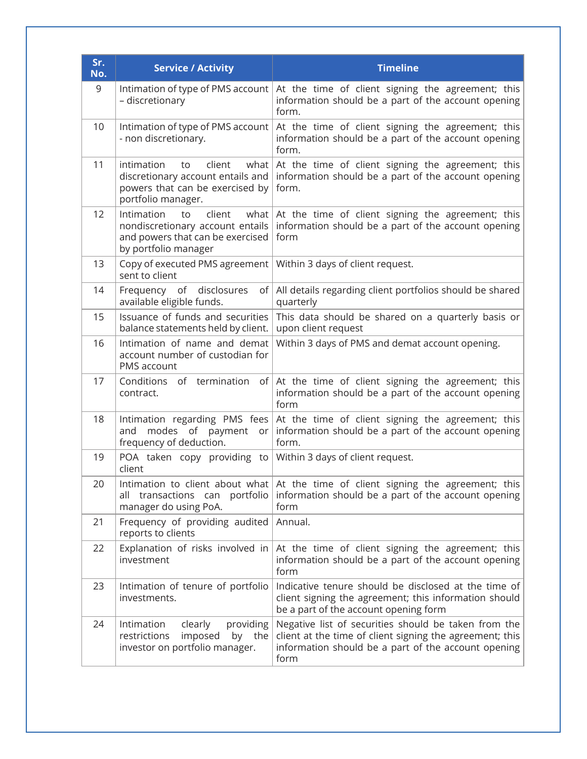| Sr. No. | Service / Activity | Timeline |
|---|---|---|
| 9 | Intimation of type of PMS account – discretionary | At the time of client signing the agreement; this information should be a part of the account opening form. |
| 10 | Intimation of type of PMS account - non discretionary. | At the time of client signing the agreement; this information should be a part of the account opening form. |
| 11 | intimation to client what discretionary account entails and powers that can be exercised by portfolio manager. | At the time of client signing the agreement; this information should be a part of the account opening form. |
| 12 | Intimation to client what nondiscretionary account entails and powers that can be exercised by portfolio manager | At the time of client signing the agreement; this information should be a part of the account opening form |
| 13 | Copy of executed PMS agreement sent to client | Within 3 days of client request. |
| 14 | Frequency of disclosures of available eligible funds. | All details regarding client portfolios should be shared quarterly |
| 15 | Issuance of funds and securities balance statements held by client. | This data should be shared on a quarterly basis or upon client request |
| 16 | Intimation of name and demat account number of custodian for PMS account | Within 3 days of PMS and demat account opening. |
| 17 | Conditions of termination of contract. | At the time of client signing the agreement; this information should be a part of the account opening form |
| 18 | Intimation regarding PMS fees and modes of payment or frequency of deduction. | At the time of client signing the agreement; this information should be a part of the account opening form. |
| 19 | POA taken copy providing to client | Within 3 days of client request. |
| 20 | Intimation to client about what all transactions can portfolio manager do using PoA. | At the time of client signing the agreement; this information should be a part of the account opening form |
| 21 | Frequency of providing audited reports to clients | Annual. |
| 22 | Explanation of risks involved in investment | At the time of client signing the agreement; this information should be a part of the account opening form |
| 23 | Intimation of tenure of portfolio investments. | Indicative tenure should be disclosed at the time of client signing the agreement; this information should be a part of the account opening form |
| 24 | Intimation clearly providing restrictions imposed by the investor on portfolio manager. | Negative list of securities should be taken from the client at the time of client signing the agreement; this information should be a part of the account opening form |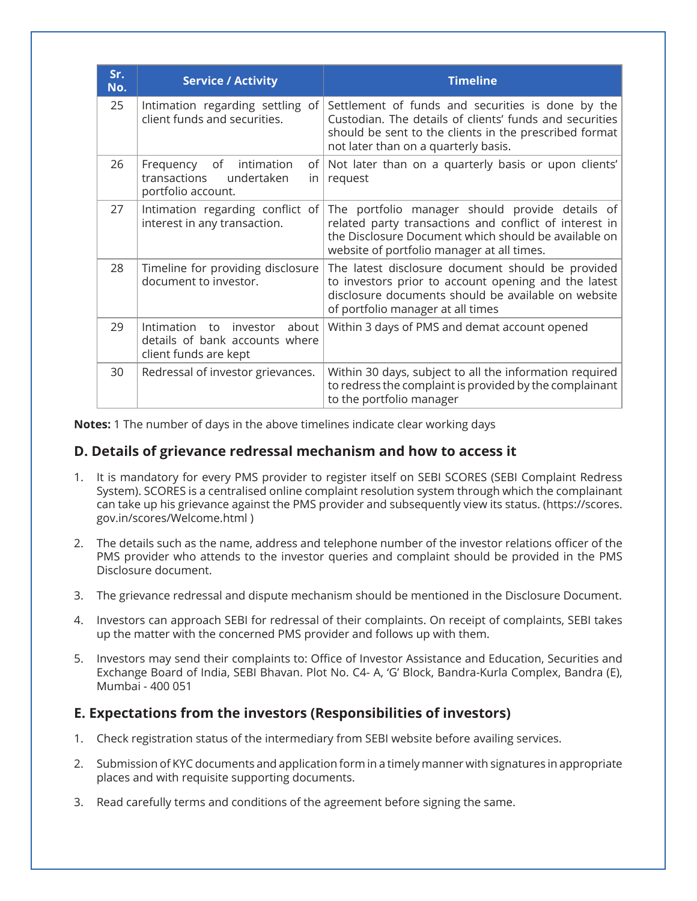| Sr. No. | Service / Activity | Timeline |
|---|---|---|
| 25 | Intimation regarding settling of client funds and securities. | Settlement of funds and securities is done by the Custodian. The details of clients' funds and securities should be sent to the clients in the prescribed format not later than on a quarterly basis. |
| 26 | Frequency of intimation of transactions undertaken in portfolio account. | Not later than on a quarterly basis or upon clients' request |
| 27 | Intimation regarding conflict of interest in any transaction. | The portfolio manager should provide details of related party transactions and conflict of interest in the Disclosure Document which should be available on website of portfolio manager at all times. |
| 28 | Timeline for providing disclosure document to investor. | The latest disclosure document should be provided to investors prior to account opening and the latest disclosure documents should be available on website of portfolio manager at all times |
| 29 | Intimation to investor about details of bank accounts where client funds are kept | Within 3 days of PMS and demat account opened |
| 30 | Redressal of investor grievances. | Within 30 days, subject to all the information required to redress the complaint is provided by the complainant to the portfolio manager |

**Notes:** 1 The number of days in the above timelines indicate clear working days

## D. Details of grievance redressal mechanism and how to access it

1. It is mandatory for every PMS provider to register itself on SEBI SCORES (SEBI Complaint Redress System). SCORES is a centralised online complaint resolution system through which the complainant can take up his grievance against the PMS provider and subsequently view its status. (https://scores.gov.in/scores/Welcome.html )

2. The details such as the name, address and telephone number of the investor relations officer of the PMS provider who attends to the investor queries and complaint should be provided in the PMS Disclosure document.

3. The grievance redressal and dispute mechanism should be mentioned in the Disclosure Document.

4. Investors can approach SEBI for redressal of their complaints. On receipt of complaints, SEBI takes up the matter with the concerned PMS provider and follows up with them.

5. Investors may send their complaints to: Office of Investor Assistance and Education, Securities and Exchange Board of India, SEBI Bhavan. Plot No. C4- A, 'G' Block, Bandra-Kurla Complex, Bandra (E), Mumbai - 400 051

## E. Expectations from the investors (Responsibilities of investors)

1. Check registration status of the intermediary from SEBI website before availing services.

2. Submission of KYC documents and application form in a timely manner with signatures in appropriate places and with requisite supporting documents.

3. Read carefully terms and conditions of the agreement before signing the same.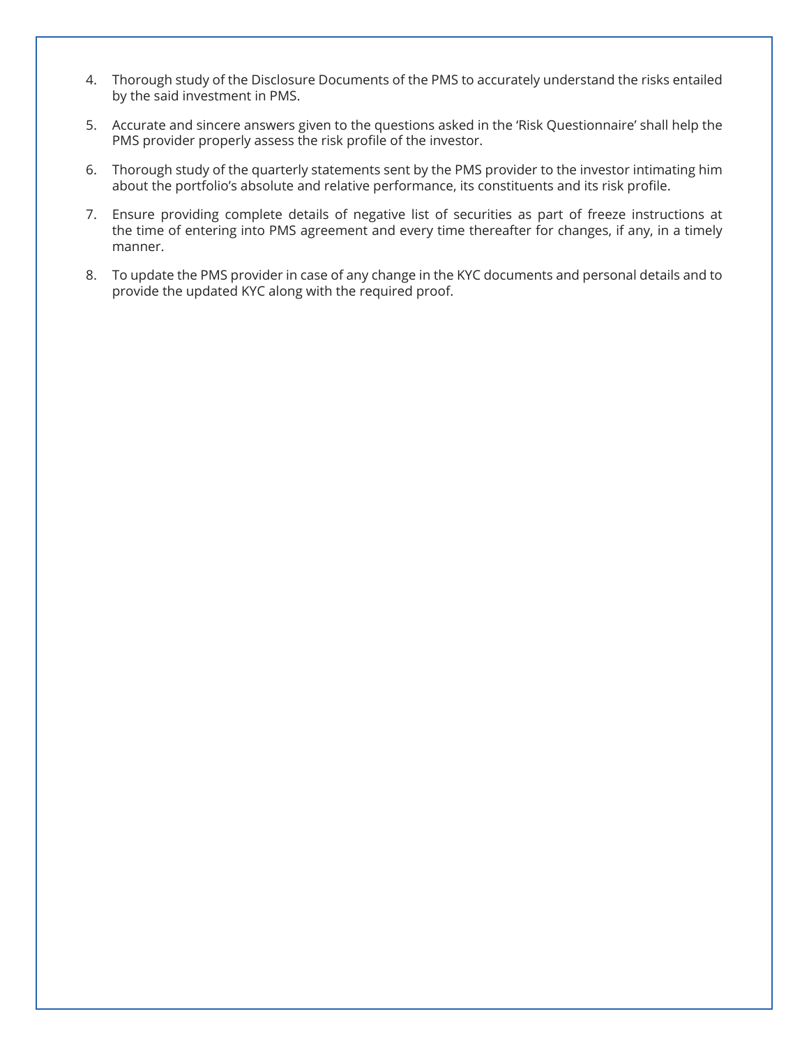4. Thorough study of the Disclosure Documents of the PMS to accurately understand the risks entailed by the said investment in PMS.

5. Accurate and sincere answers given to the questions asked in the 'Risk Questionnaire' shall help the PMS provider properly assess the risk profile of the investor.

6. Thorough study of the quarterly statements sent by the PMS provider to the investor intimating him about the portfolio's absolute and relative performance, its constituents and its risk profile.

7. Ensure providing complete details of negative list of securities as part of freeze instructions at the time of entering into PMS agreement and every time thereafter for changes, if any, in a timely manner.

8. To update the PMS provider in case of any change in the KYC documents and personal details and to provide the updated KYC along with the required proof.